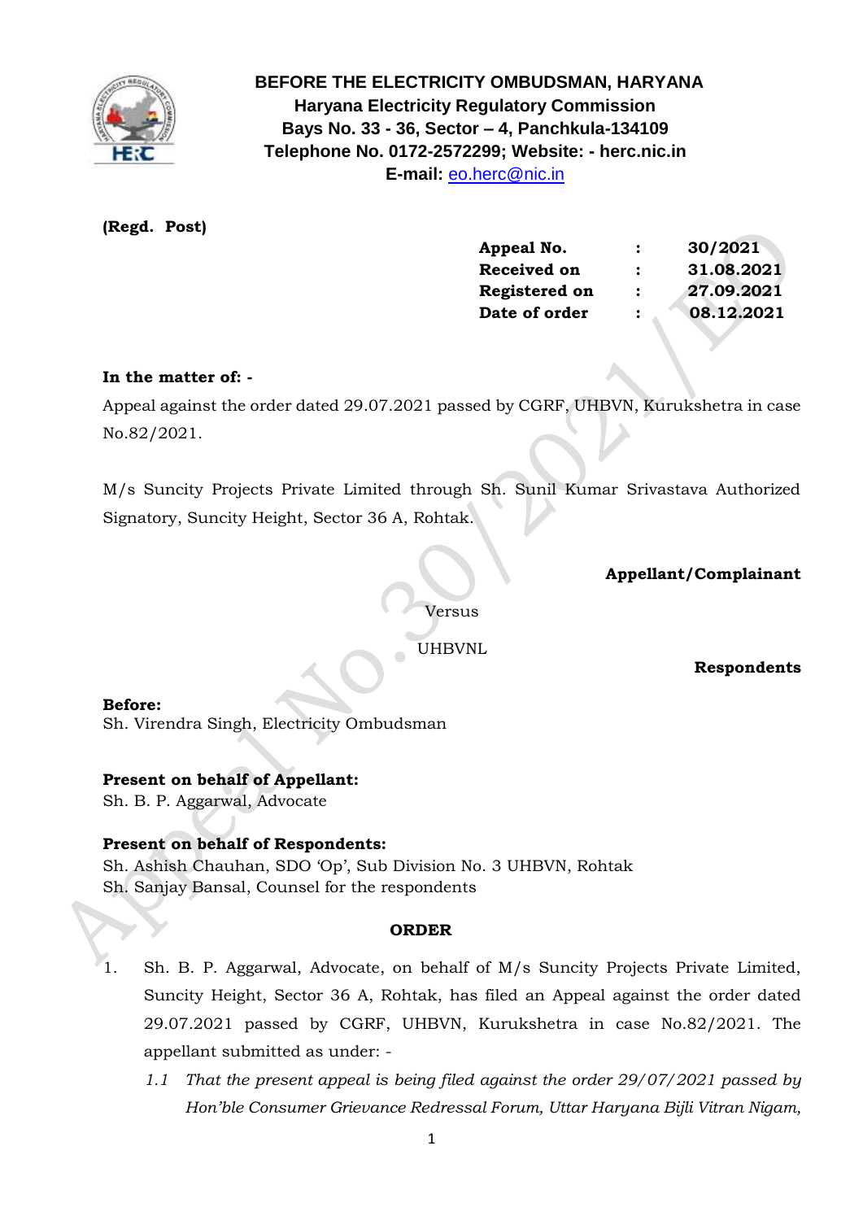**BEFORE THE ELECTRICITY OMBUDSMAN, HARYANA**
**Haryana Electricity Regulatory Commission**
**Bays No. 33 - 36, Sector – 4, Panchkula-134109**
**Telephone No. 0172-2572299; Website: - herc.nic.in**
**E-mail:** eo.herc@nic.in

**(Regd. Post)**

| | | |
|---|---|---|
| **Appeal No.** | **:** | **30/2021** |
| **Received on** | **:** | **31.08.2021** |
| **Registered on** | **:** | **27.09.2021** |
| **Date of order** | **:** | **08.12.2021** |

**In the matter of: -**

Appeal against the order dated 29.07.2021 passed by CGRF, UHBVN, Kurukshetra in case No.82/2021.

M/s Suncity Projects Private Limited through Sh. Sunil Kumar Srivastava Authorized Signatory, Suncity Height, Sector 36 A, Rohtak.

**Appellant/Complainant**

Versus

UHBVNL

**Respondents**

**Before:**
Sh. Virendra Singh, Electricity Ombudsman

**Present on behalf of Appellant:**
Sh. B. P. Aggarwal, Advocate

**Present on behalf of Respondents:**
Sh. Ashish Chauhan, SDO 'Op', Sub Division No. 3 UHBVN, Rohtak
Sh. Sanjay Bansal, Counsel for the respondents

**ORDER**

1. Sh. B. P. Aggarwal, Advocate, on behalf of M/s Suncity Projects Private Limited, Suncity Height, Sector 36 A, Rohtak, has filed an Appeal against the order dated 29.07.2021 passed by CGRF, UHBVN, Kurukshetra in case No.82/2021. The appellant submitted as under: -
   *1.1 That the present appeal is being filed against the order 29/07/2021 passed by Hon'ble Consumer Grievance Redressal Forum, Uttar Haryana Bijli Vitran Nigam,*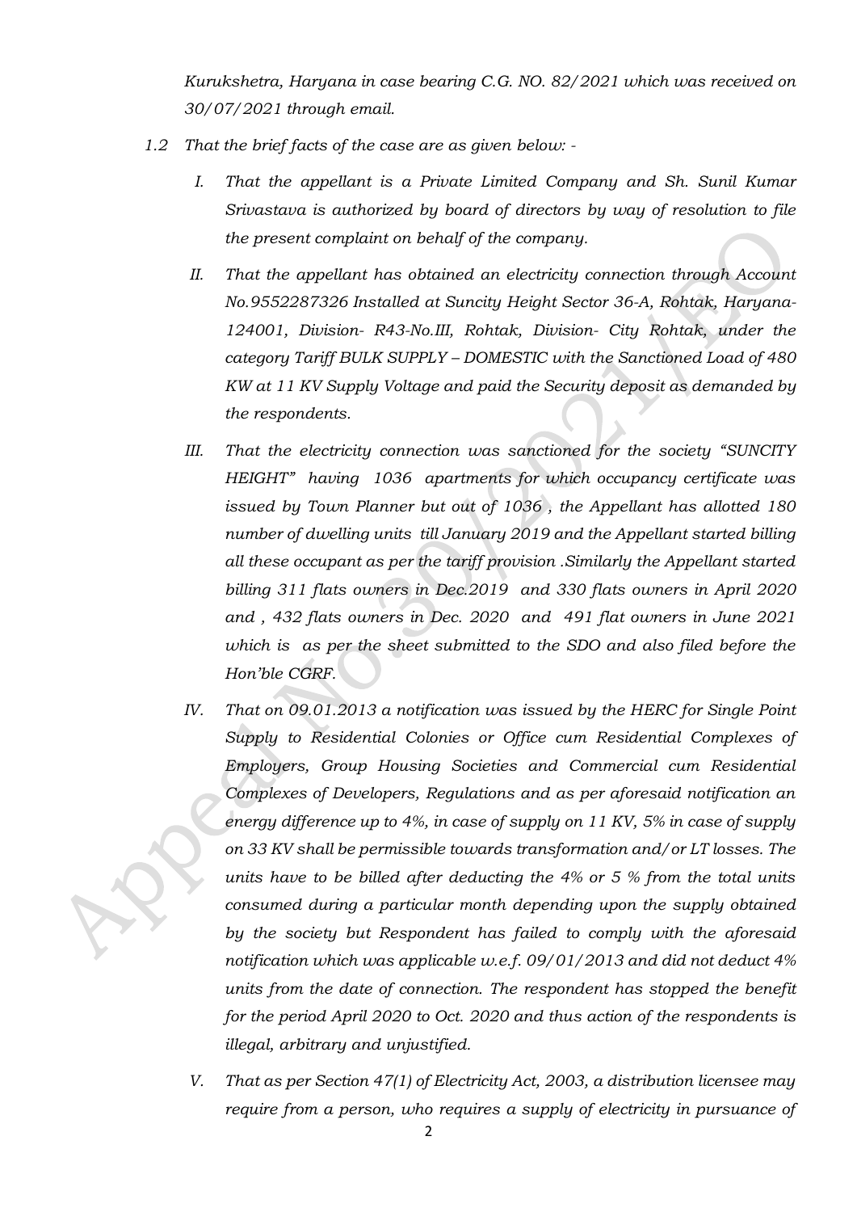*Kurukshetra, Haryana in case bearing C.G. NO. 82/2021 which was received on 30/07/2021 through email.*

*1.2 That the brief facts of the case are as given below: -*

*I. That the appellant is a Private Limited Company and Sh. Sunil Kumar Srivastava is authorized by board of directors by way of resolution to file the present complaint on behalf of the company.*

*II. That the appellant has obtained an electricity connection through Account No.9552287326 Installed at Suncity Height Sector 36-A, Rohtak, Haryana-124001, Division- R43-No.III, Rohtak, Division- City Rohtak, under the category Tariff BULK SUPPLY – DOMESTIC with the Sanctioned Load of 480 KW at 11 KV Supply Voltage and paid the Security deposit as demanded by the respondents.*

*III. That the electricity connection was sanctioned for the society "SUNCITY HEIGHT" having 1036 apartments for which occupancy certificate was issued by Town Planner but out of 1036 , the Appellant has allotted 180 number of dwelling units till January 2019 and the Appellant started billing all these occupant as per the tariff provision .Similarly the Appellant started billing 311 flats owners in Dec.2019 and 330 flats owners in April 2020 and , 432 flats owners in Dec. 2020 and 491 flat owners in June 2021 which is as per the sheet submitted to the SDO and also filed before the Hon'ble CGRF.*

*IV. That on 09.01.2013 a notification was issued by the HERC for Single Point Supply to Residential Colonies or Office cum Residential Complexes of Employers, Group Housing Societies and Commercial cum Residential Complexes of Developers, Regulations and as per aforesaid notification an energy difference up to 4%, in case of supply on 11 KV, 5% in case of supply on 33 KV shall be permissible towards transformation and/or LT losses. The units have to be billed after deducting the 4% or 5 % from the total units consumed during a particular month depending upon the supply obtained by the society but Respondent has failed to comply with the aforesaid notification which was applicable w.e.f. 09/01/2013 and did not deduct 4% units from the date of connection. The respondent has stopped the benefit for the period April 2020 to Oct. 2020 and thus action of the respondents is illegal, arbitrary and unjustified.*

*V. That as per Section 47(1) of Electricity Act, 2003, a distribution licensee may require from a person, who requires a supply of electricity in pursuance of*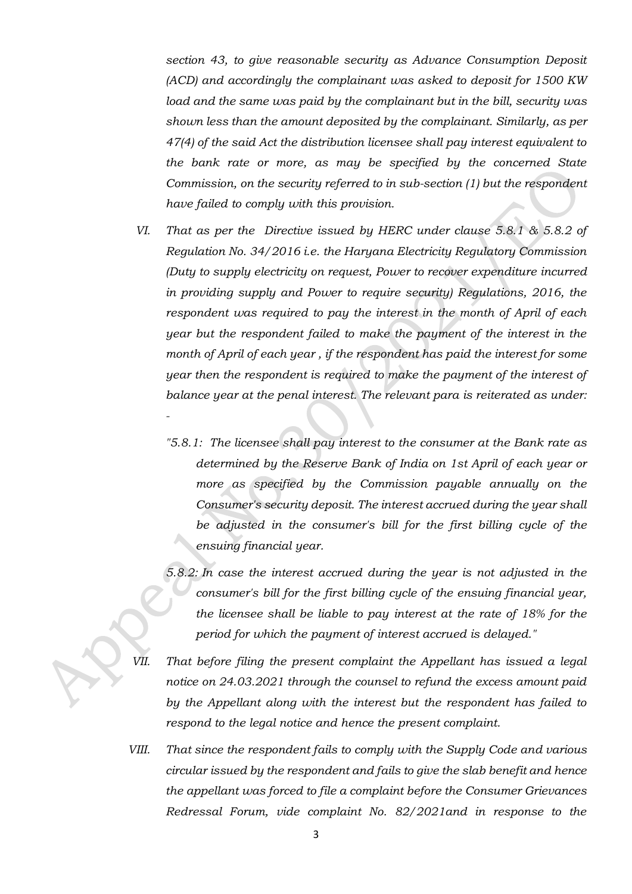*section 43, to give reasonable security as Advance Consumption Deposit (ACD) and accordingly the complainant was asked to deposit for 1500 KW load and the same was paid by the complainant but in the bill, security was shown less than the amount deposited by the complainant. Similarly, as per 47(4) of the said Act the distribution licensee shall pay interest equivalent to the bank rate or more, as may be specified by the concerned State Commission, on the security referred to in sub-section (1) but the respondent have failed to comply with this provision.*

VI. *That as per the Directive issued by HERC under clause 5.8.1 & 5.8.2 of Regulation No. 34/2016 i.e. the Haryana Electricity Regulatory Commission (Duty to supply electricity on request, Power to recover expenditure incurred in providing supply and Power to require security) Regulations, 2016, the respondent was required to pay the interest in the month of April of each year but the respondent failed to make the payment of the interest in the month of April of each year , if the respondent has paid the interest for some year then the respondent is required to make the payment of the interest of balance year at the penal interest. The relevant para is reiterated as under: -*

> *"5.8.1: The licensee shall pay interest to the consumer at the Bank rate as determined by the Reserve Bank of India on 1st April of each year or more as specified by the Commission payable annually on the Consumer's security deposit. The interest accrued during the year shall be adjusted in the consumer's bill for the first billing cycle of the ensuing financial year.*
>
> *5.8.2: In case the interest accrued during the year is not adjusted in the consumer's bill for the first billing cycle of the ensuing financial year, the licensee shall be liable to pay interest at the rate of 18% for the period for which the payment of interest accrued is delayed."*

VII. *That before filing the present complaint the Appellant has issued a legal notice on 24.03.2021 through the counsel to refund the excess amount paid by the Appellant along with the interest but the respondent has failed to respond to the legal notice and hence the present complaint.*

VIII. *That since the respondent fails to comply with the Supply Code and various circular issued by the respondent and fails to give the slab benefit and hence the appellant was forced to file a complaint before the Consumer Grievances Redressal Forum, vide complaint No. 82/2021and in response to the*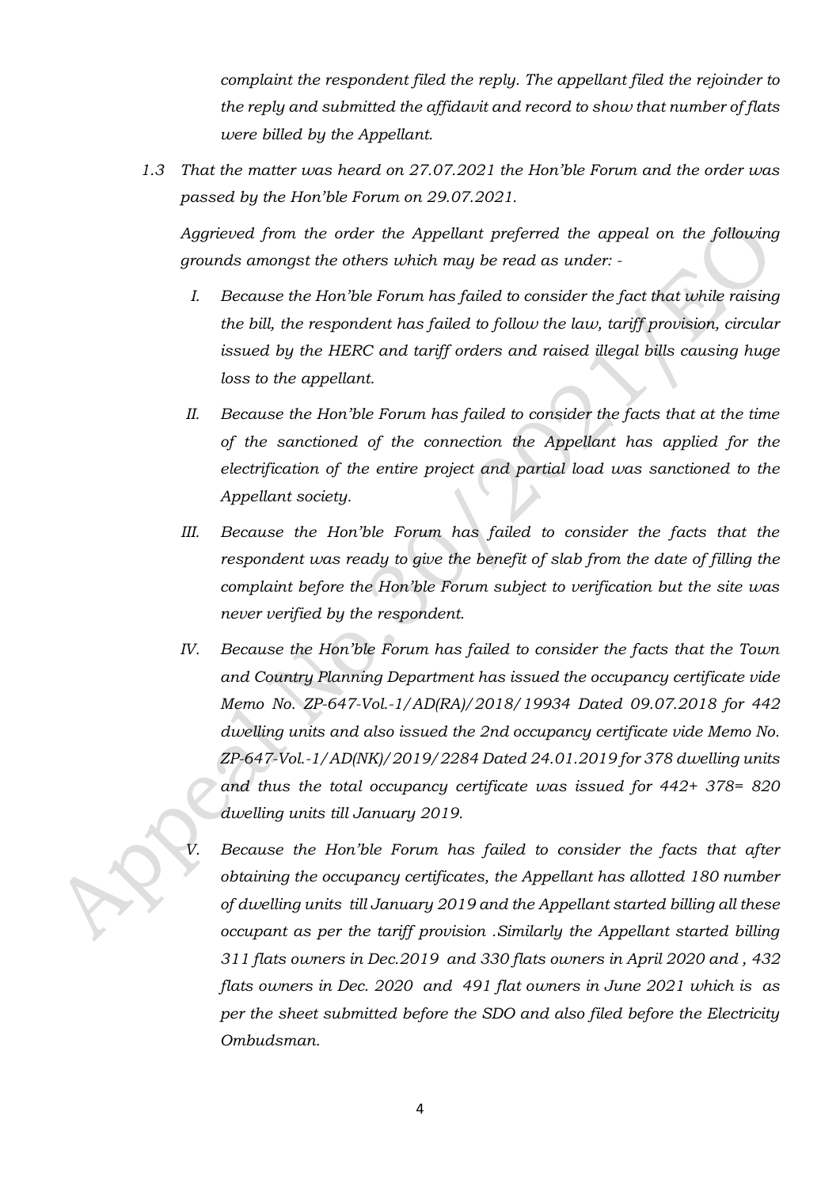*complaint the respondent filed the reply. The appellant filed the rejoinder to the reply and submitted the affidavit and record to show that number of flats were billed by the Appellant.*

1.3 *That the matter was heard on 27.07.2021 the Hon'ble Forum and the order was passed by the Hon'ble Forum on 29.07.2021.*

*Aggrieved from the order the Appellant preferred the appeal on the following grounds amongst the others which may be read as under: -*

I. *Because the Hon'ble Forum has failed to consider the fact that while raising the bill, the respondent has failed to follow the law, tariff provision, circular issued by the HERC and tariff orders and raised illegal bills causing huge loss to the appellant.*

II. *Because the Hon'ble Forum has failed to consider the facts that at the time of the sanctioned of the connection the Appellant has applied for the electrification of the entire project and partial load was sanctioned to the Appellant society.*

III. *Because the Hon'ble Forum has failed to consider the facts that the respondent was ready to give the benefit of slab from the date of filling the complaint before the Hon'ble Forum subject to verification but the site was never verified by the respondent.*

IV. *Because the Hon'ble Forum has failed to consider the facts that the Town and Country Planning Department has issued the occupancy certificate vide Memo No. ZP-647-Vol.-1/AD(RA)/2018/19934 Dated 09.07.2018 for 442 dwelling units and also issued the 2nd occupancy certificate vide Memo No. ZP-647-Vol.-1/AD(NK)/2019/2284 Dated 24.01.2019 for 378 dwelling units and thus the total occupancy certificate was issued for 442+ 378= 820 dwelling units till January 2019.*

V. *Because the Hon'ble Forum has failed to consider the facts that after obtaining the occupancy certificates, the Appellant has allotted 180 number of dwelling units till January 2019 and the Appellant started billing all these occupant as per the tariff provision .Similarly the Appellant started billing 311 flats owners in Dec.2019 and 330 flats owners in April 2020 and , 432 flats owners in Dec. 2020 and 491 flat owners in June 2021 which is as per the sheet submitted before the SDO and also filed before the Electricity Ombudsman.*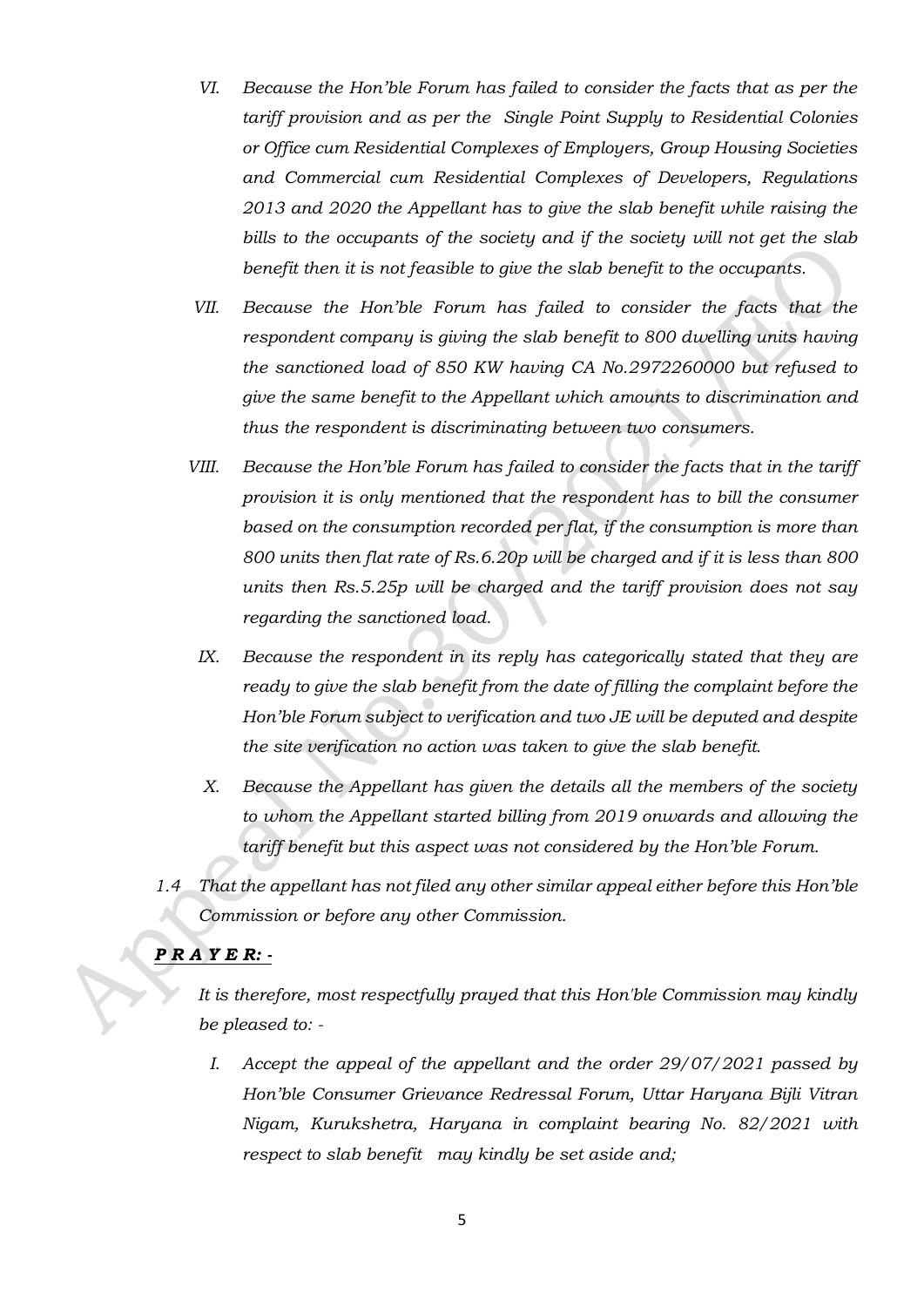*VI. Because the Hon'ble Forum has failed to consider the facts that as per the tariff provision and as per the Single Point Supply to Residential Colonies or Office cum Residential Complexes of Employers, Group Housing Societies and Commercial cum Residential Complexes of Developers, Regulations 2013 and 2020 the Appellant has to give the slab benefit while raising the bills to the occupants of the society and if the society will not get the slab benefit then it is not feasible to give the slab benefit to the occupants.*

*VII. Because the Hon'ble Forum has failed to consider the facts that the respondent company is giving the slab benefit to 800 dwelling units having the sanctioned load of 850 KW having CA No.2972260000 but refused to give the same benefit to the Appellant which amounts to discrimination and thus the respondent is discriminating between two consumers.*

*VIII. Because the Hon'ble Forum has failed to consider the facts that in the tariff provision it is only mentioned that the respondent has to bill the consumer based on the consumption recorded per flat, if the consumption is more than 800 units then flat rate of Rs.6.20p will be charged and if it is less than 800 units then Rs.5.25p will be charged and the tariff provision does not say regarding the sanctioned load.*

*IX. Because the respondent in its reply has categorically stated that they are ready to give the slab benefit from the date of filling the complaint before the Hon'ble Forum subject to verification and two JE will be deputed and despite the site verification no action was taken to give the slab benefit.*

*X. Because the Appellant has given the details all the members of the society to whom the Appellant started billing from 2019 onwards and allowing the tariff benefit but this aspect was not considered by the Hon'ble Forum.*

*1.4 That the appellant has not filed any other similar appeal either before this Hon'ble Commission or before any other Commission.*

***P R A Y E R: -***

*It is therefore, most respectfully prayed that this Hon'ble Commission may kindly be pleased to: -*

*I. Accept the appeal of the appellant and the order 29/07/2021 passed by Hon'ble Consumer Grievance Redressal Forum, Uttar Haryana Bijli Vitran Nigam, Kurukshetra, Haryana in complaint bearing No. 82/2021 with respect to slab benefit may kindly be set aside and;*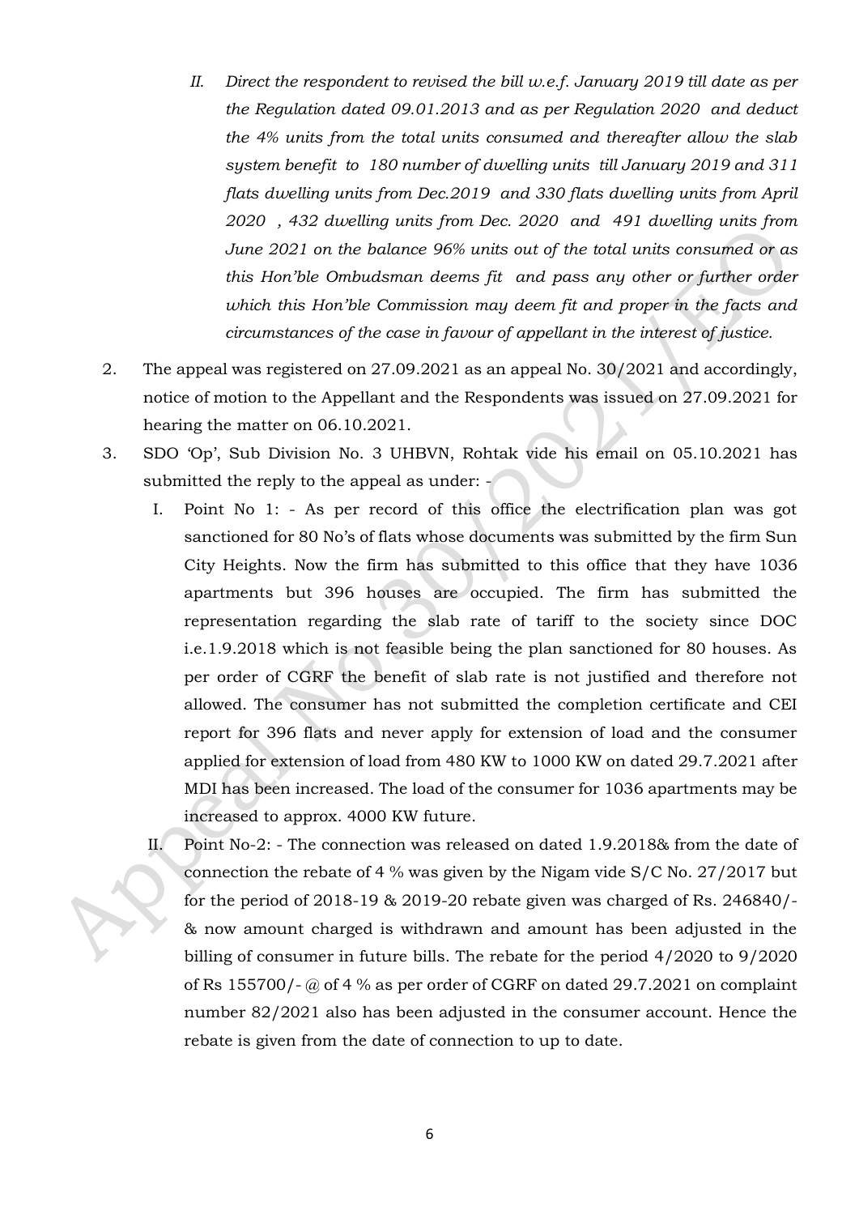II. *Direct the respondent to revised the bill w.e.f. January 2019 till date as per the Regulation dated 09.01.2013 and as per Regulation 2020 and deduct the 4% units from the total units consumed and thereafter allow the slab system benefit to 180 number of dwelling units till January 2019 and 311 flats dwelling units from Dec.2019 and 330 flats dwelling units from April 2020 , 432 dwelling units from Dec. 2020 and 491 dwelling units from June 2021 on the balance 96% units out of the total units consumed or as this Hon'ble Ombudsman deems fit and pass any other or further order which this Hon'ble Commission may deem fit and proper in the facts and circumstances of the case in favour of appellant in the interest of justice.*

2. The appeal was registered on 27.09.2021 as an appeal No. 30/2021 and accordingly, notice of motion to the Appellant and the Respondents was issued on 27.09.2021 for hearing the matter on 06.10.2021.

3. SDO 'Op', Sub Division No. 3 UHBVN, Rohtak vide his email on 05.10.2021 has submitted the reply to the appeal as under: -

   I. Point No 1: - As per record of this office the electrification plan was got sanctioned for 80 No's of flats whose documents was submitted by the firm Sun City Heights. Now the firm has submitted to this office that they have 1036 apartments but 396 houses are occupied. The firm has submitted the representation regarding the slab rate of tariff to the society since DOC i.e.1.9.2018 which is not feasible being the plan sanctioned for 80 houses. As per order of CGRF the benefit of slab rate is not justified and therefore not allowed. The consumer has not submitted the completion certificate and CEI report for 396 flats and never apply for extension of load and the consumer applied for extension of load from 480 KW to 1000 KW on dated 29.7.2021 after MDI has been increased. The load of the consumer for 1036 apartments may be increased to approx. 4000 KW future.

   II. Point No-2: - The connection was released on dated 1.9.2018& from the date of connection the rebate of 4 % was given by the Nigam vide S/C No. 27/2017 but for the period of 2018-19 & 2019-20 rebate given was charged of Rs. 246840/- & now amount charged is withdrawn and amount has been adjusted in the billing of consumer in future bills. The rebate for the period 4/2020 to 9/2020 of Rs 155700/- @ of 4 % as per order of CGRF on dated 29.7.2021 on complaint number 82/2021 also has been adjusted in the consumer account. Hence the rebate is given from the date of connection to up to date.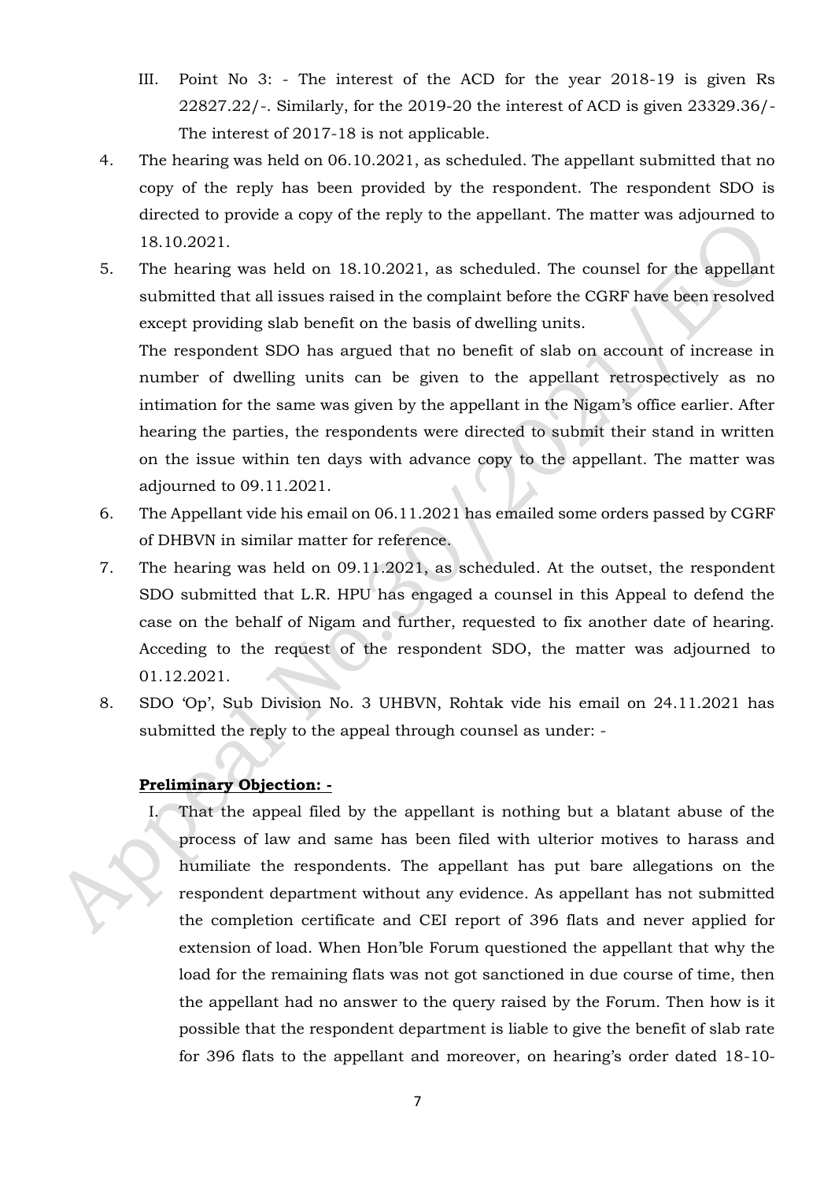III. Point No 3: - The interest of the ACD for the year 2018-19 is given Rs 22827.22/-. Similarly, for the 2019-20 the interest of ACD is given 23329.36/- The interest of 2017-18 is not applicable.

4. The hearing was held on 06.10.2021, as scheduled. The appellant submitted that no copy of the reply has been provided by the respondent. The respondent SDO is directed to provide a copy of the reply to the appellant. The matter was adjourned to 18.10.2021.

5. The hearing was held on 18.10.2021, as scheduled. The counsel for the appellant submitted that all issues raised in the complaint before the CGRF have been resolved except providing slab benefit on the basis of dwelling units.

   The respondent SDO has argued that no benefit of slab on account of increase in number of dwelling units can be given to the appellant retrospectively as no intimation for the same was given by the appellant in the Nigam's office earlier. After hearing the parties, the respondents were directed to submit their stand in written on the issue within ten days with advance copy to the appellant. The matter was adjourned to 09.11.2021.

6. The Appellant vide his email on 06.11.2021 has emailed some orders passed by CGRF of DHBVN in similar matter for reference.

7. The hearing was held on 09.11.2021, as scheduled. At the outset, the respondent SDO submitted that L.R. HPU has engaged a counsel in this Appeal to defend the case on the behalf of Nigam and further, requested to fix another date of hearing. Acceding to the request of the respondent SDO, the matter was adjourned to 01.12.2021.

8. SDO 'Op', Sub Division No. 3 UHBVN, Rohtak vide his email on 24.11.2021 has submitted the reply to the appeal through counsel as under: -

**Preliminary Objection: -**

I. That the appeal filed by the appellant is nothing but a blatant abuse of the process of law and same has been filed with ulterior motives to harass and humiliate the respondents. The appellant has put bare allegations on the respondent department without any evidence. As appellant has not submitted the completion certificate and CEI report of 396 flats and never applied for extension of load. When Hon'ble Forum questioned the appellant that why the load for the remaining flats was not got sanctioned in due course of time, then the appellant had no answer to the query raised by the Forum. Then how is it possible that the respondent department is liable to give the benefit of slab rate for 396 flats to the appellant and moreover, on hearing's order dated 18-10-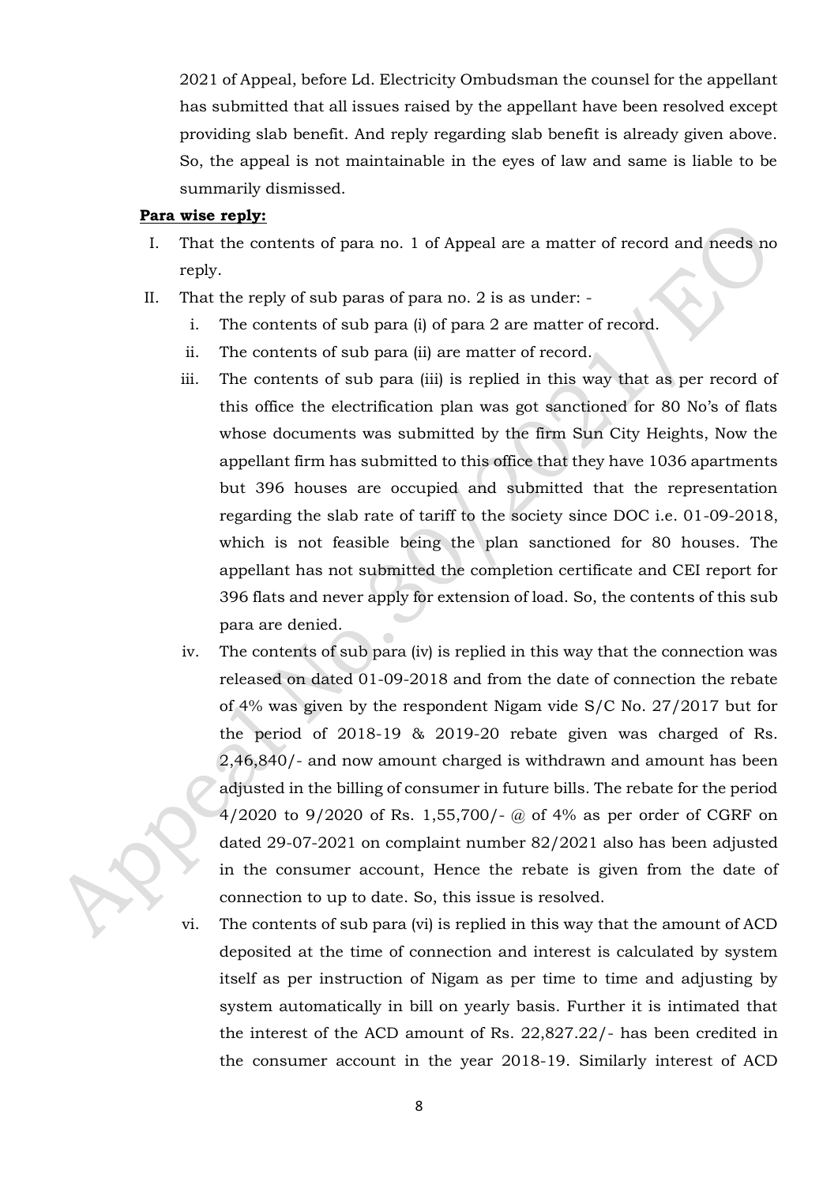2021 of Appeal, before Ld. Electricity Ombudsman the counsel for the appellant has submitted that all issues raised by the appellant have been resolved except providing slab benefit. And reply regarding slab benefit is already given above. So, the appeal is not maintainable in the eyes of law and same is liable to be summarily dismissed.

**Para wise reply:**

I. That the contents of para no. 1 of Appeal are a matter of record and needs no reply.

II. That the reply of sub paras of para no. 2 is as under: -

  i. The contents of sub para (i) of para 2 are matter of record.

  ii. The contents of sub para (ii) are matter of record.

  iii. The contents of sub para (iii) is replied in this way that as per record of this office the electrification plan was got sanctioned for 80 No's of flats whose documents was submitted by the firm Sun City Heights, Now the appellant firm has submitted to this office that they have 1036 apartments but 396 houses are occupied and submitted that the representation regarding the slab rate of tariff to the society since DOC i.e. 01-09-2018, which is not feasible being the plan sanctioned for 80 houses. The appellant has not submitted the completion certificate and CEI report for 396 flats and never apply for extension of load. So, the contents of this sub para are denied.

  iv. The contents of sub para (iv) is replied in this way that the connection was released on dated 01-09-2018 and from the date of connection the rebate of 4% was given by the respondent Nigam vide S/C No. 27/2017 but for the period of 2018-19 & 2019-20 rebate given was charged of Rs. 2,46,840/- and now amount charged is withdrawn and amount has been adjusted in the billing of consumer in future bills. The rebate for the period 4/2020 to 9/2020 of Rs. 1,55,700/- @ of 4% as per order of CGRF on dated 29-07-2021 on complaint number 82/2021 also has been adjusted in the consumer account, Hence the rebate is given from the date of connection to up to date. So, this issue is resolved.

  vi. The contents of sub para (vi) is replied in this way that the amount of ACD deposited at the time of connection and interest is calculated by system itself as per instruction of Nigam as per time to time and adjusting by system automatically in bill on yearly basis. Further it is intimated that the interest of the ACD amount of Rs. 22,827.22/- has been credited in the consumer account in the year 2018-19. Similarly interest of ACD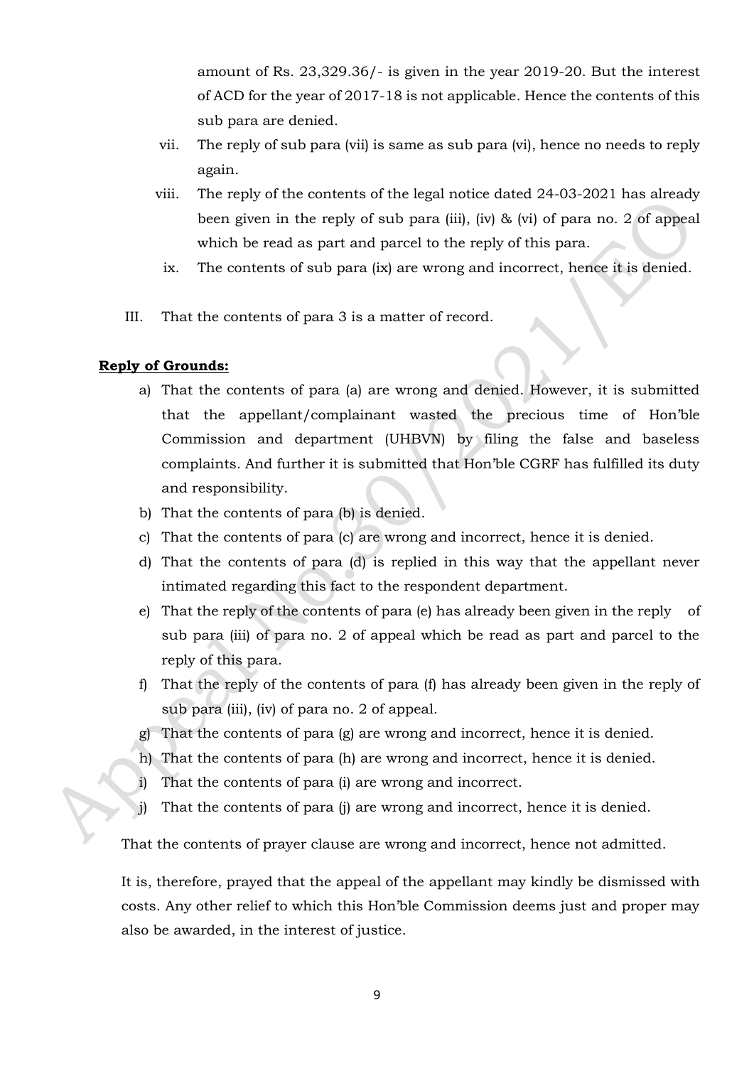amount of Rs. 23,329.36/- is given in the year 2019-20. But the interest of ACD for the year of 2017-18 is not applicable. Hence the contents of this sub para are denied.

vii. The reply of sub para (vii) is same as sub para (vi), hence no needs to reply again.

viii. The reply of the contents of the legal notice dated 24-03-2021 has already been given in the reply of sub para (iii), (iv) & (vi) of para no. 2 of appeal which be read as part and parcel to the reply of this para.

ix. The contents of sub para (ix) are wrong and incorrect, hence it is denied.

III. That the contents of para 3 is a matter of record.

**Reply of Grounds:**

a) That the contents of para (a) are wrong and denied. However, it is submitted that the appellant/complainant wasted the precious time of Hon'ble Commission and department (UHBVN) by filing the false and baseless complaints. And further it is submitted that Hon'ble CGRF has fulfilled its duty and responsibility.

b) That the contents of para (b) is denied.

c) That the contents of para (c) are wrong and incorrect, hence it is denied.

d) That the contents of para (d) is replied in this way that the appellant never intimated regarding this fact to the respondent department.

e) That the reply of the contents of para (e) has already been given in the reply of sub para (iii) of para no. 2 of appeal which be read as part and parcel to the reply of this para.

f) That the reply of the contents of para (f) has already been given in the reply of sub para (iii), (iv) of para no. 2 of appeal.

g) That the contents of para (g) are wrong and incorrect, hence it is denied.

h) That the contents of para (h) are wrong and incorrect, hence it is denied.

i) That the contents of para (i) are wrong and incorrect.

j) That the contents of para (j) are wrong and incorrect, hence it is denied.

That the contents of prayer clause are wrong and incorrect, hence not admitted.

It is, therefore, prayed that the appeal of the appellant may kindly be dismissed with costs. Any other relief to which this Hon'ble Commission deems just and proper may also be awarded, in the interest of justice.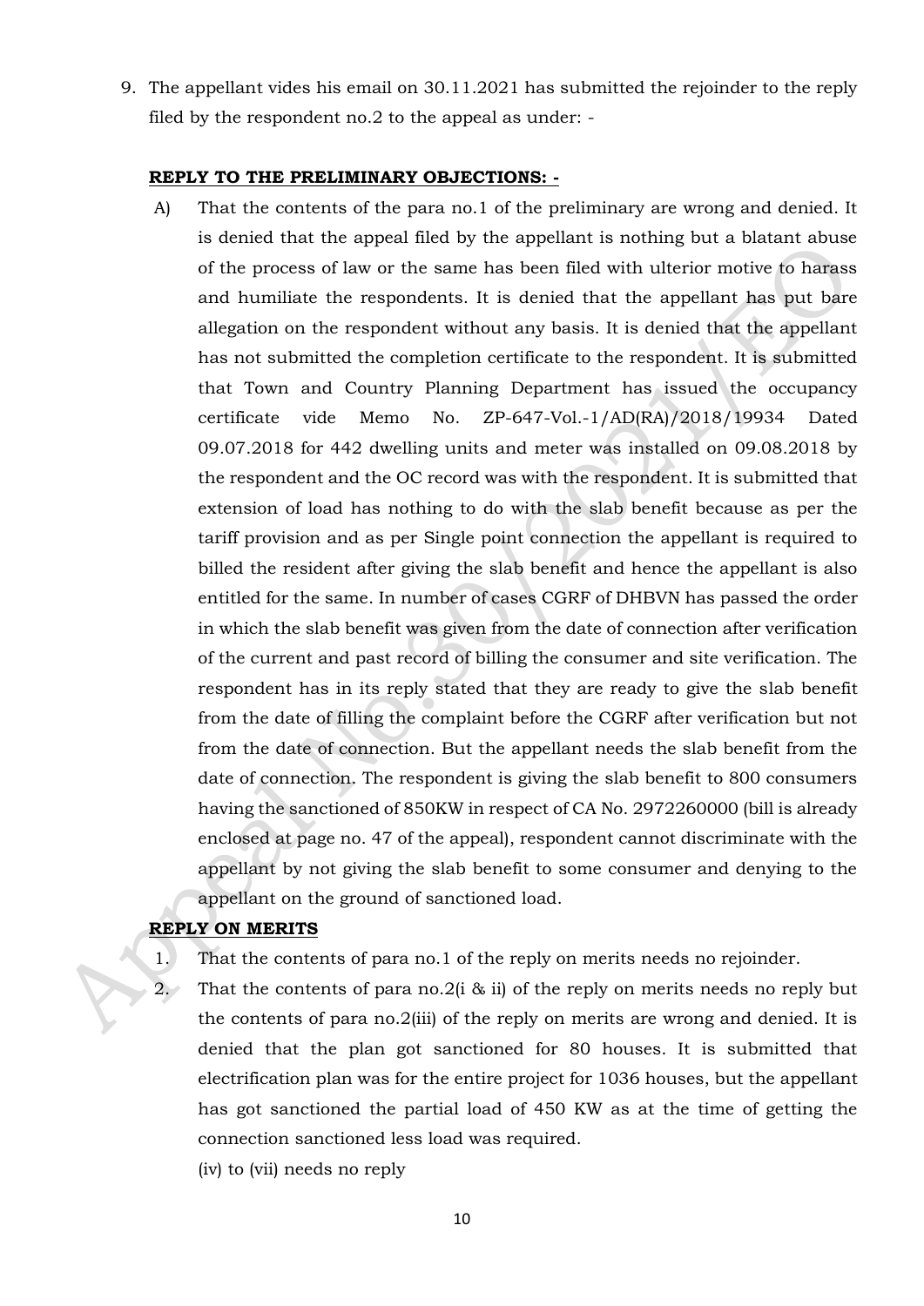9. The appellant vides his email on 30.11.2021 has submitted the rejoinder to the reply filed by the respondent no.2 to the appeal as under: -

**REPLY TO THE PRELIMINARY OBJECTIONS: -**

A) That the contents of the para no.1 of the preliminary are wrong and denied. It is denied that the appeal filed by the appellant is nothing but a blatant abuse of the process of law or the same has been filed with ulterior motive to harass and humiliate the respondents. It is denied that the appellant has put bare allegation on the respondent without any basis. It is denied that the appellant has not submitted the completion certificate to the respondent. It is submitted that Town and Country Planning Department has issued the occupancy certificate vide Memo No. ZP-647-Vol.-1/AD(RA)/2018/19934 Dated 09.07.2018 for 442 dwelling units and meter was installed on 09.08.2018 by the respondent and the OC record was with the respondent. It is submitted that extension of load has nothing to do with the slab benefit because as per the tariff provision and as per Single point connection the appellant is required to billed the resident after giving the slab benefit and hence the appellant is also entitled for the same. In number of cases CGRF of DHBVN has passed the order in which the slab benefit was given from the date of connection after verification of the current and past record of billing the consumer and site verification. The respondent has in its reply stated that they are ready to give the slab benefit from the date of filling the complaint before the CGRF after verification but not from the date of connection. But the appellant needs the slab benefit from the date of connection. The respondent is giving the slab benefit to 800 consumers having the sanctioned of 850KW in respect of CA No. 2972260000 (bill is already enclosed at page no. 47 of the appeal), respondent cannot discriminate with the appellant by not giving the slab benefit to some consumer and denying to the appellant on the ground of sanctioned load.

**REPLY ON MERITS**

1. That the contents of para no.1 of the reply on merits needs no rejoinder.
2. That the contents of para no.2(i & ii) of the reply on merits needs no reply but the contents of para no.2(iii) of the reply on merits are wrong and denied. It is denied that the plan got sanctioned for 80 houses. It is submitted that electrification plan was for the entire project for 1036 houses, but the appellant has got sanctioned the partial load of 450 KW as at the time of getting the connection sanctioned less load was required.

   (iv) to (vii) needs no reply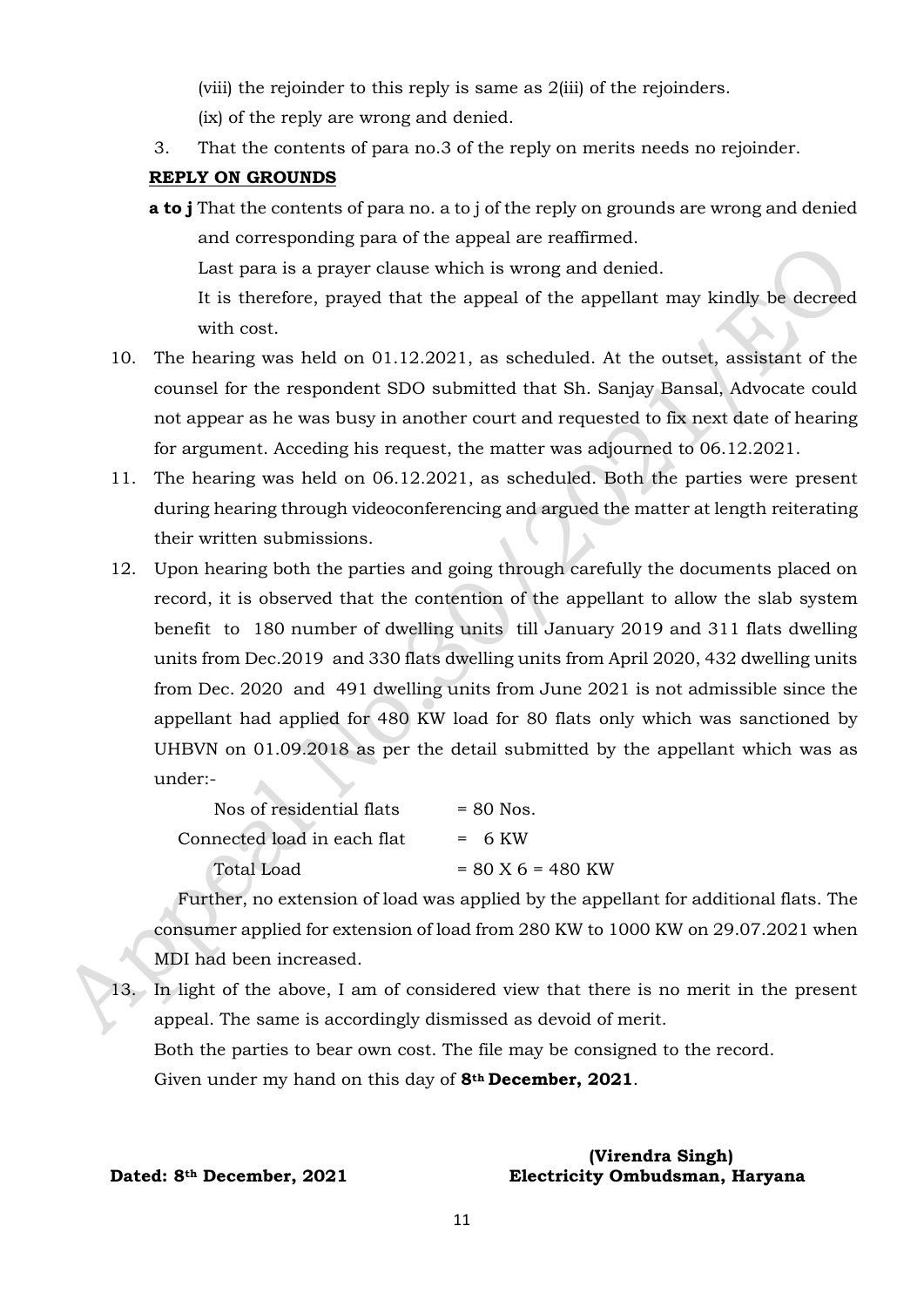(viii) the rejoinder to this reply is same as 2(iii) of the rejoinders.

(ix) of the reply are wrong and denied.

3. That the contents of para no.3 of the reply on merits needs no rejoinder.

**REPLY ON GROUNDS**

**a to j** That the contents of para no. a to j of the reply on grounds are wrong and denied and corresponding para of the appeal are reaffirmed.

Last para is a prayer clause which is wrong and denied.

It is therefore, prayed that the appeal of the appellant may kindly be decreed with cost.

10. The hearing was held on 01.12.2021, as scheduled. At the outset, assistant of the counsel for the respondent SDO submitted that Sh. Sanjay Bansal, Advocate could not appear as he was busy in another court and requested to fix next date of hearing for argument. Acceding his request, the matter was adjourned to 06.12.2021.

11. The hearing was held on 06.12.2021, as scheduled. Both the parties were present during hearing through videoconferencing and argued the matter at length reiterating their written submissions.

12. Upon hearing both the parties and going through carefully the documents placed on record, it is observed that the contention of the appellant to allow the slab system benefit to 180 number of dwelling units till January 2019 and 311 flats dwelling units from Dec.2019 and 330 flats dwelling units from April 2020, 432 dwelling units from Dec. 2020 and 491 dwelling units from June 2021 is not admissible since the appellant had applied for 480 KW load for 80 flats only which was sanctioned by UHBVN on 01.09.2018 as per the detail submitted by the appellant which was as under:-

| | |
|---|---|
| Nos of residential flats | = 80 Nos. |
| Connected load in each flat | = 6 KW |
| Total Load | = 80 X 6 = 480 KW |

Further, no extension of load was applied by the appellant for additional flats. The consumer applied for extension of load from 280 KW to 1000 KW on 29.07.2021 when MDI had been increased.

13. In light of the above, I am of considered view that there is no merit in the present appeal. The same is accordingly dismissed as devoid of merit.

Both the parties to bear own cost. The file may be consigned to the record.

Given under my hand on this day of **8th December, 2021**.

**(Virendra Singh)**
**Electricity Ombudsman, Haryana**

**Dated: 8th December, 2021**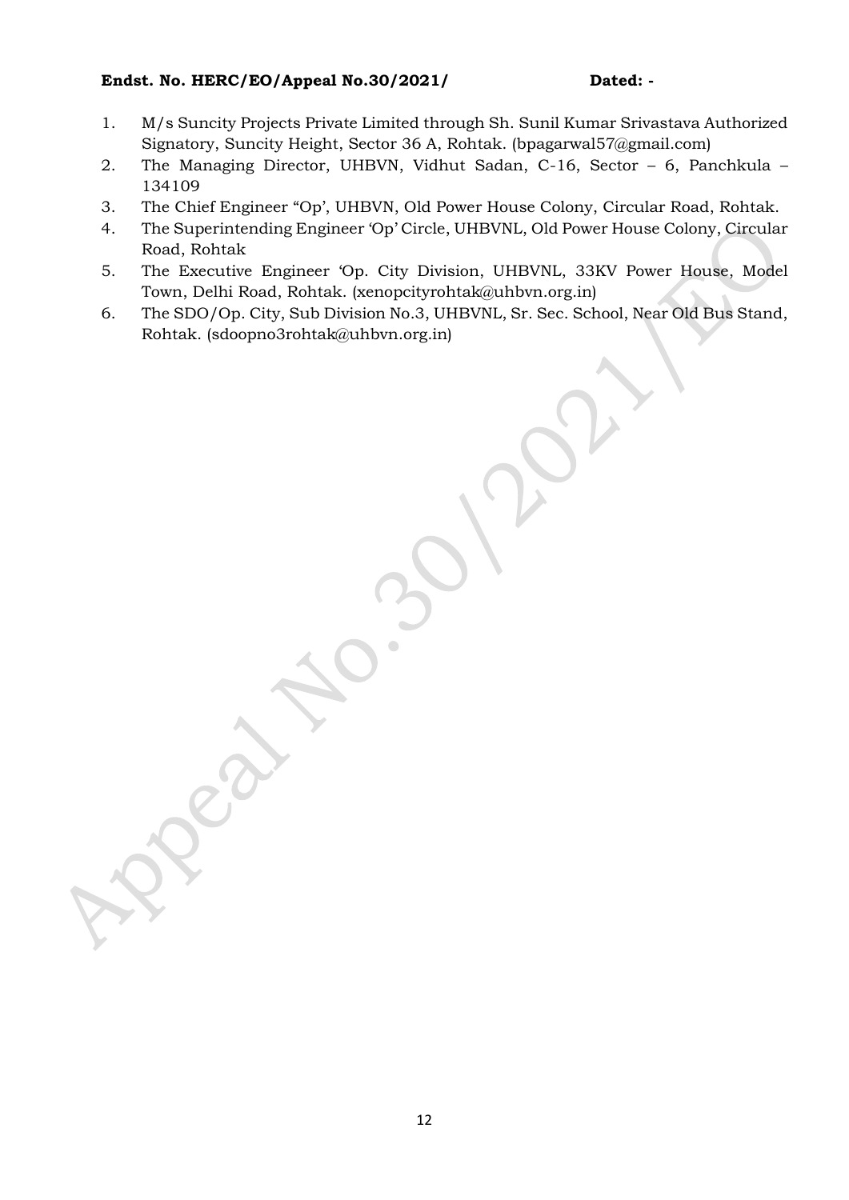**Endst. No. HERC/EO/Appeal No.30/2021/ Dated: -**

1. M/s Suncity Projects Private Limited through Sh. Sunil Kumar Srivastava Authorized Signatory, Suncity Height, Sector 36 A, Rohtak. (bpagarwal57@gmail.com)
2. The Managing Director, UHBVN, Vidhut Sadan, C-16, Sector – 6, Panchkula – 134109
3. The Chief Engineer "Op', UHBVN, Old Power House Colony, Circular Road, Rohtak.
4. The Superintending Engineer 'Op' Circle, UHBVNL, Old Power House Colony, Circular Road, Rohtak
5. The Executive Engineer 'Op. City Division, UHBVNL, 33KV Power House, Model Town, Delhi Road, Rohtak. (xenopcityrohtak@uhbvn.org.in)
6. The SDO/Op. City, Sub Division No.3, UHBVNL, Sr. Sec. School, Near Old Bus Stand, Rohtak. (sdoopno3rohtak@uhbvn.org.in)